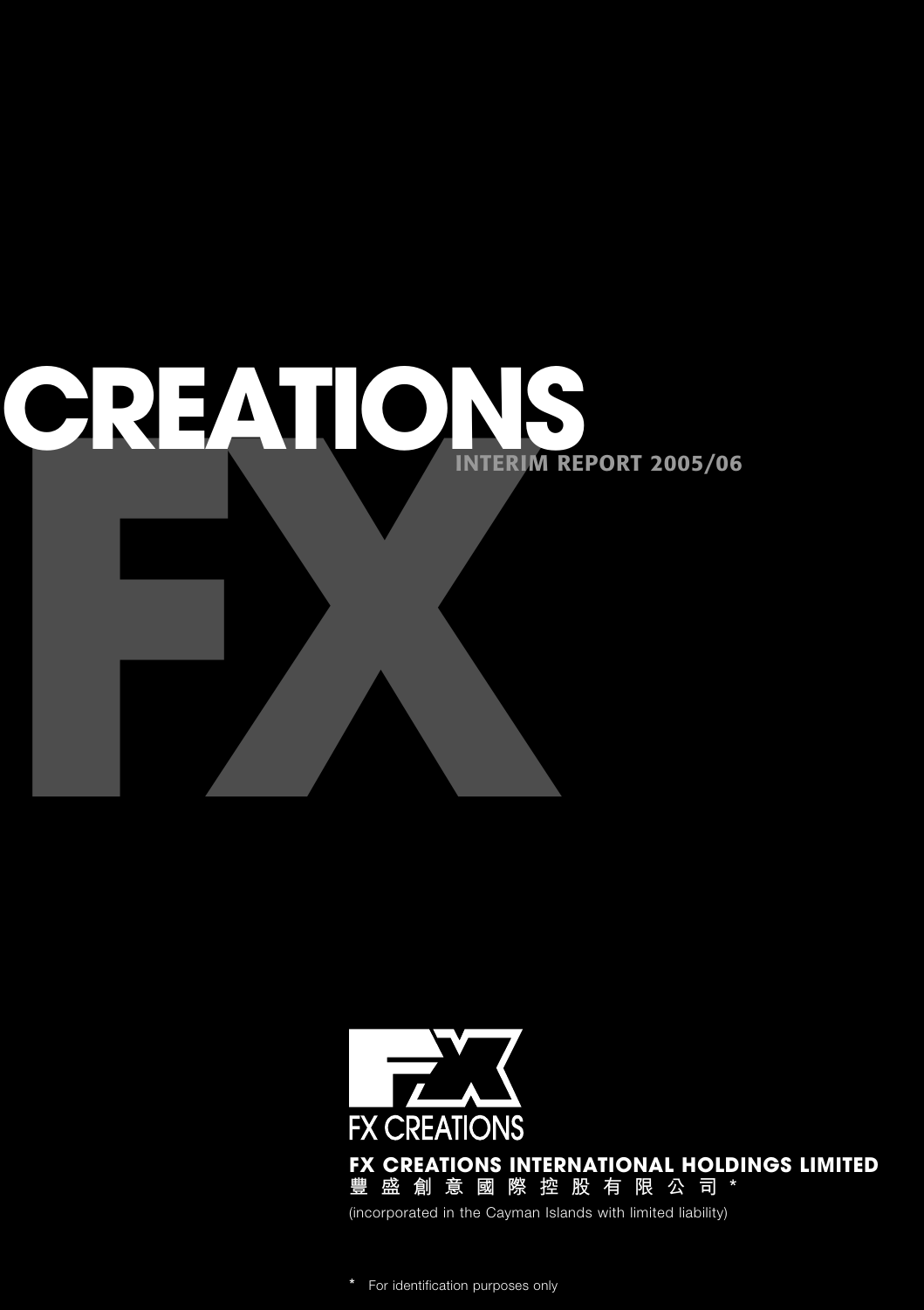# CREATIONS FX

## INTERIM REPORT 2005/06

FX CREATIONS

**FX CREATIONS INTERNATIONAL HOLDINGS LIMITED**

**豐 盛 創 意 國 際 控 股 有 限 公 司 ***

(incorporated in the Cayman Islands with limited liability)

* For identification purposes only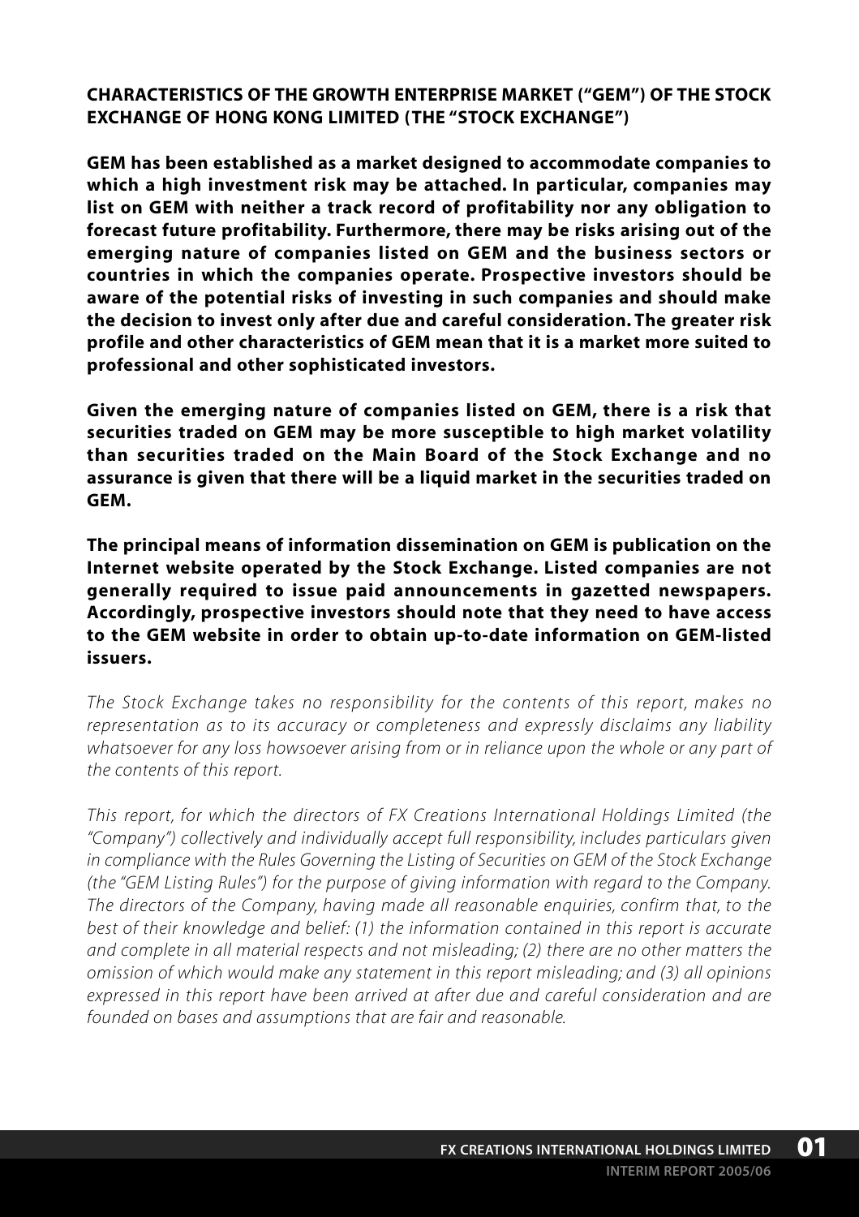## CHARACTERISTICS OF THE GROWTH ENTERPRISE MARKET ("GEM") OF THE STOCK EXCHANGE OF HONG KONG LIMITED (THE "STOCK EXCHANGE")

**GEM has been established as a market designed to accommodate companies to which a high investment risk may be attached. In particular, companies may list on GEM with neither a track record of profitability nor any obligation to forecast future profitability. Furthermore, there may be risks arising out of the emerging nature of companies listed on GEM and the business sectors or countries in which the companies operate. Prospective investors should be aware of the potential risks of investing in such companies and should make the decision to invest only after due and careful consideration. The greater risk profile and other characteristics of GEM mean that it is a market more suited to professional and other sophisticated investors.**

**Given the emerging nature of companies listed on GEM, there is a risk that securities traded on GEM may be more susceptible to high market volatility than securities traded on the Main Board of the Stock Exchange and no assurance is given that there will be a liquid market in the securities traded on GEM.**

**The principal means of information dissemination on GEM is publication on the Internet website operated by the Stock Exchange. Listed companies are not generally required to issue paid announcements in gazetted newspapers. Accordingly, prospective investors should note that they need to have access to the GEM website in order to obtain up-to-date information on GEM-listed issuers.**

*The Stock Exchange takes no responsibility for the contents of this report, makes no representation as to its accuracy or completeness and expressly disclaims any liability whatsoever for any loss howsoever arising from or in reliance upon the whole or any part of the contents of this report.*

*This report, for which the directors of FX Creations International Holdings Limited (the "Company") collectively and individually accept full responsibility, includes particulars given in compliance with the Rules Governing the Listing of Securities on GEM of the Stock Exchange (the "GEM Listing Rules") for the purpose of giving information with regard to the Company. The directors of the Company, having made all reasonable enquiries, confirm that, to the best of their knowledge and belief: (1) the information contained in this report is accurate and complete in all material respects and not misleading; (2) there are no other matters the omission of which would make any statement in this report misleading; and (3) all opinions expressed in this report have been arrived at after due and careful consideration and are founded on bases and assumptions that are fair and reasonable.*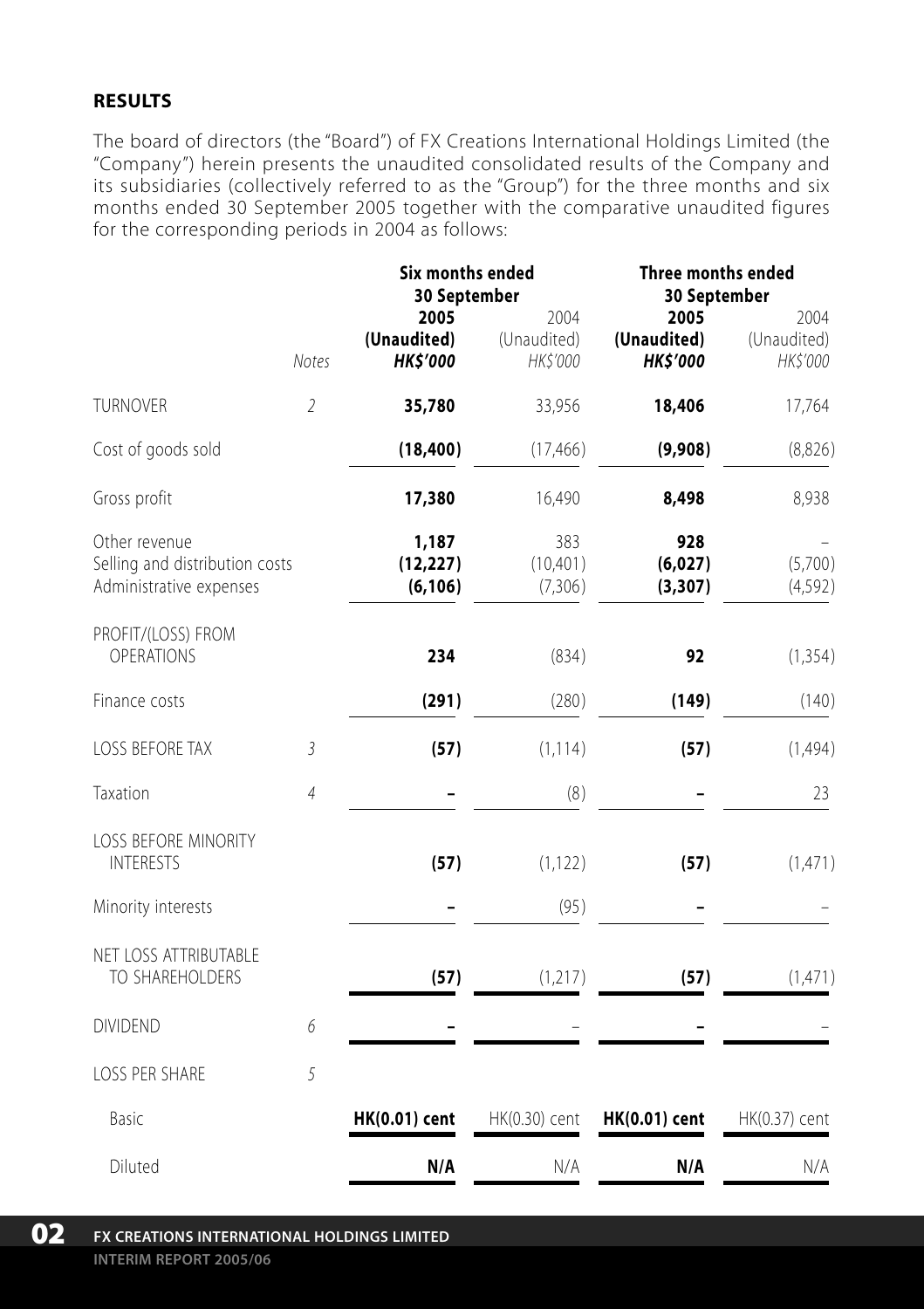## RESULTS

The board of directors (the "Board") of FX Creations International Holdings Limited (the "Company") herein presents the unaudited consolidated results of the Company and its subsidiaries (collectively referred to as the "Group") for the three months and six months ended 30 September 2005 together with the comparative unaudited figures for the corresponding periods in 2004 as follows:

| | | Six months ended 30 September | | Three months ended 30 September | |
|---|---|---|---|---|---|
| | | **2005** | 2004 | **2005** | 2004 |
| | | **(Unaudited)** | (Unaudited) | **(Unaudited)** | (Unaudited) |
| | *Notes* | ***HK$'000*** | *HK$'000* | ***HK$'000*** | *HK$'000* |
| TURNOVER | 2 | **35,780** | 33,956 | **18,406** | 17,764 |
| Cost of goods sold | | **(18,400)** | (17,466) | **(9,908)** | (8,826) |
| Gross profit | | **17,380** | 16,490 | **8,498** | 8,938 |
| Other revenue | | **1,187** | 383 | **928** | – |
| Selling and distribution costs | | **(12,227)** | (10,401) | **(6,027)** | (5,700) |
| Administrative expenses | | **(6,106)** | (7,306) | **(3,307)** | (4,592) |
| PROFIT/(LOSS) FROM OPERATIONS | | **234** | (834) | **92** | (1,354) |
| Finance costs | | **(291)** | (280) | **(149)** | (140) |
| LOSS BEFORE TAX | 3 | **(57)** | (1,114) | **(57)** | (1,494) |
| Taxation | 4 | **–** | (8) | **–** | 23 |
| LOSS BEFORE MINORITY INTERESTS | | **(57)** | (1,122) | **(57)** | (1,471) |
| Minority interests | | **–** | (95) | **–** | – |
| NET LOSS ATTRIBUTABLE TO SHAREHOLDERS | | **(57)** | (1,217) | **(57)** | (1,471) |
| DIVIDEND | 6 | **–** | – | **–** | – |
| LOSS PER SHARE | 5 | | | | |
| Basic | | **HK(0.01) cent** | HK(0.30) cent | **HK(0.01) cent** | HK(0.37) cent |
| Diluted | | **N/A** | N/A | **N/A** | N/A |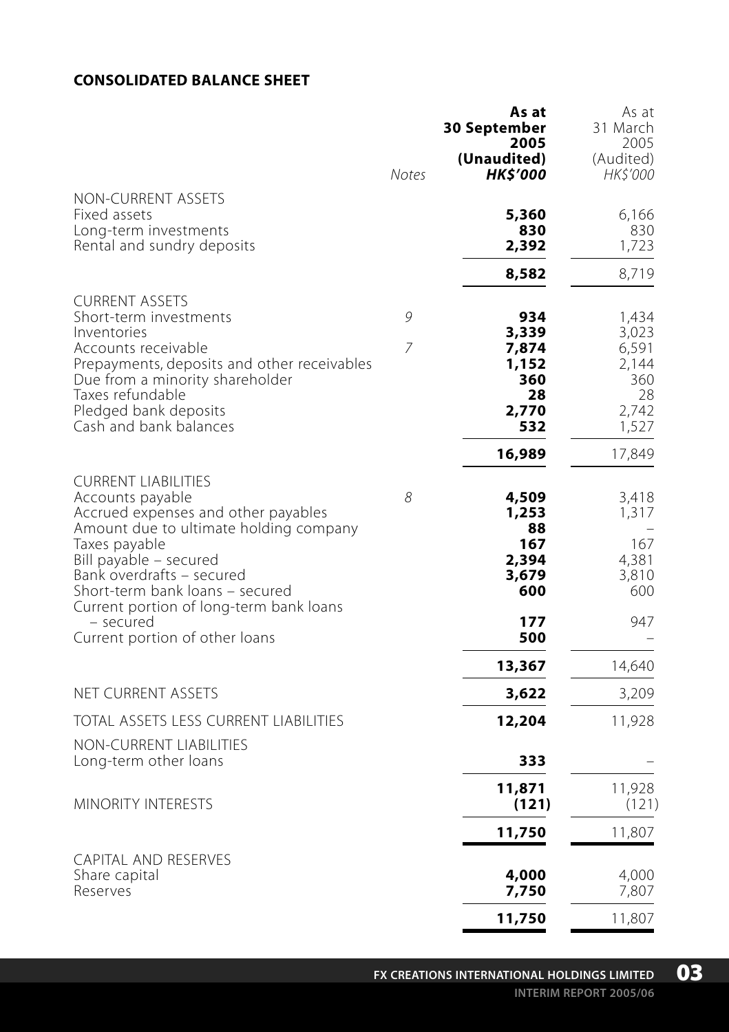# CONSOLIDATED BALANCE SHEET

| | Notes | As at 30 September 2005 (Unaudited) HK$'000 | As at 31 March 2005 (Audited) HK$'000 |
|---|---|---|---|
| NON-CURRENT ASSETS | | | |
| Fixed assets | | **5,360** | 6,166 |
| Long-term investments | | **830** | 830 |
| Rental and sundry deposits | | **2,392** | 1,723 |
| | | **8,582** | 8,719 |
| CURRENT ASSETS | | | |
| Short-term investments | 9 | **934** | 1,434 |
| Inventories | | **3,339** | 3,023 |
| Accounts receivable | 7 | **7,874** | 6,591 |
| Prepayments, deposits and other receivables | | **1,152** | 2,144 |
| Due from a minority shareholder | | **360** | 360 |
| Taxes refundable | | **28** | 28 |
| Pledged bank deposits | | **2,770** | 2,742 |
| Cash and bank balances | | **532** | 1,527 |
| | | **16,989** | 17,849 |
| CURRENT LIABILITIES | | | |
| Accounts payable | 8 | **4,509** | 3,418 |
| Accrued expenses and other payables | | **1,253** | 1,317 |
| Amount due to ultimate holding company | | **88** | – |
| Taxes payable | | **167** | 167 |
| Bill payable – secured | | **2,394** | 4,381 |
| Bank overdrafts – secured | | **3,679** | 3,810 |
| Short-term bank loans – secured | | **600** | 600 |
| Current portion of long-term bank loans – secured | | **177** | 947 |
| Current portion of other loans | | **500** | – |
| | | **13,367** | 14,640 |
| NET CURRENT ASSETS | | **3,622** | 3,209 |
| TOTAL ASSETS LESS CURRENT LIABILITIES | | **12,204** | 11,928 |
| NON-CURRENT LIABILITIES | | | |
| Long-term other loans | | **333** | – |
| | | **11,871** | 11,928 |
| MINORITY INTERESTS | | **(121)** | (121) |
| | | **11,750** | 11,807 |
| CAPITAL AND RESERVES | | | |
| Share capital | | **4,000** | 4,000 |
| Reserves | | **7,750** | 7,807 |
| | | **11,750** | 11,807 |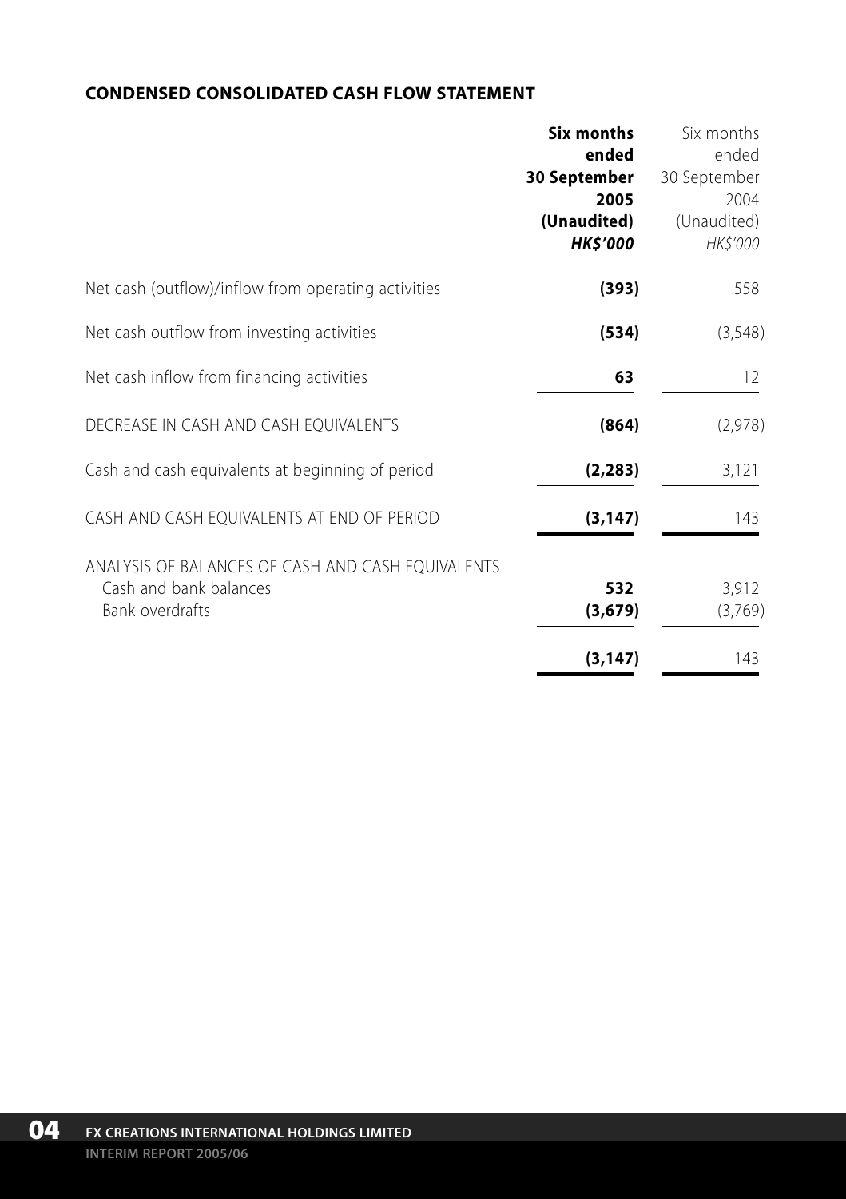## CONDENSED CONSOLIDATED CASH FLOW STATEMENT

| | **Six months ended 30 September 2005 (Unaudited) *HK$'000*** | Six months ended 30 September 2004 (Unaudited) *HK$'000* |
|---|---|---|
| Net cash (outflow)/inflow from operating activities | **(393)** | 558 |
| Net cash outflow from investing activities | **(534)** | (3,548) |
| Net cash inflow from financing activities | **63** | 12 |
| DECREASE IN CASH AND CASH EQUIVALENTS | **(864)** | (2,978) |
| Cash and cash equivalents at beginning of period | **(2,283)** | 3,121 |
| CASH AND CASH EQUIVALENTS AT END OF PERIOD | **(3,147)** | 143 |
| ANALYSIS OF BALANCES OF CASH AND CASH EQUIVALENTS | | |
| Cash and bank balances | **532** | 3,912 |
| Bank overdrafts | **(3,679)** | (3,769) |
| | **(3,147)** | 143 |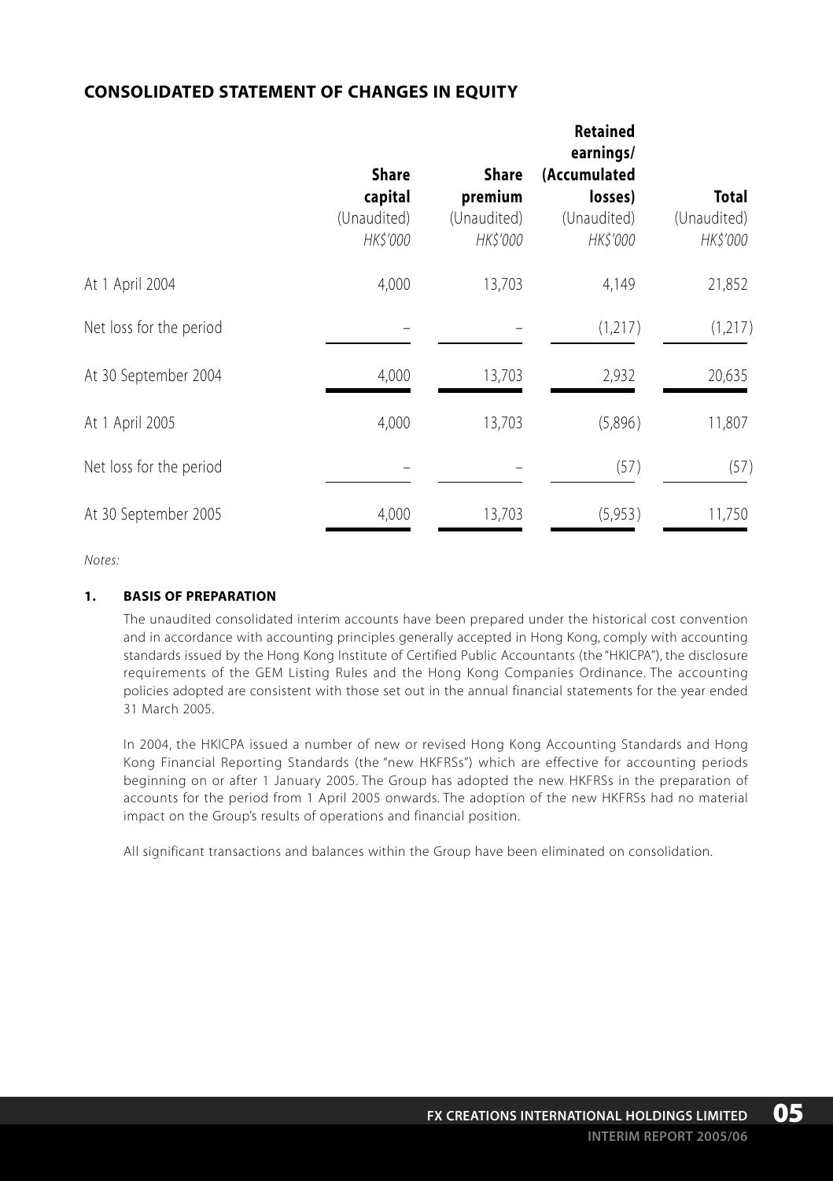## CONSOLIDATED STATEMENT OF CHANGES IN EQUITY

| | Share capital (Unaudited) *HK$'000* | Share premium (Unaudited) *HK$'000* | Retained earnings/ (Accumulated losses) (Unaudited) *HK$'000* | Total (Unaudited) *HK$'000* |
|---|---|---|---|---|
| At 1 April 2004 | 4,000 | 13,703 | 4,149 | 21,852 |
| Net loss for the period | – | – | (1,217) | (1,217) |
| At 30 September 2004 | 4,000 | 13,703 | 2,932 | 20,635 |
| At 1 April 2005 | 4,000 | 13,703 | (5,896) | 11,807 |
| Net loss for the period | – | – | (57) | (57) |
| At 30 September 2005 | 4,000 | 13,703 | (5,953) | 11,750 |

*Notes:*

### 1. BASIS OF PREPARATION

The unaudited consolidated interim accounts have been prepared under the historical cost convention and in accordance with accounting principles generally accepted in Hong Kong, comply with accounting standards issued by the Hong Kong Institute of Certified Public Accountants (the "HKICPA"), the disclosure requirements of the GEM Listing Rules and the Hong Kong Companies Ordinance. The accounting policies adopted are consistent with those set out in the annual financial statements for the year ended 31 March 2005.

In 2004, the HKICPA issued a number of new or revised Hong Kong Accounting Standards and Hong Kong Financial Reporting Standards (the "new HKFRSs") which are effective for accounting periods beginning on or after 1 January 2005. The Group has adopted the new HKFRSs in the preparation of accounts for the period from 1 April 2005 onwards. The adoption of the new HKFRSs had no material impact on the Group's results of operations and financial position.

All significant transactions and balances within the Group have been eliminated on consolidation.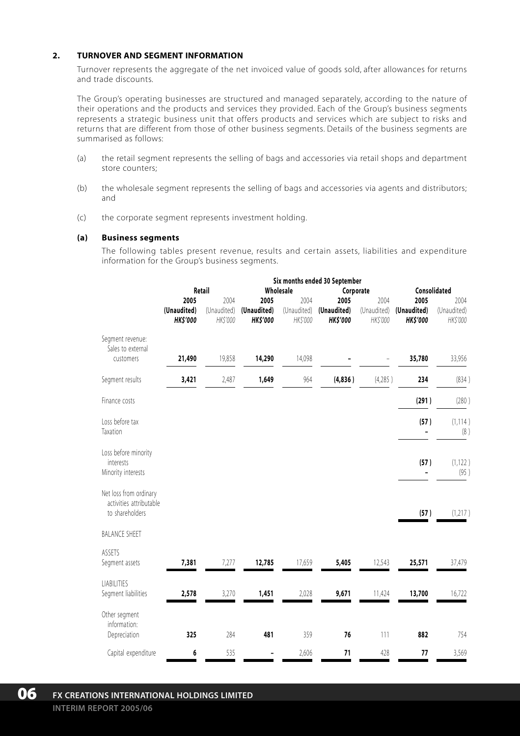## 2. TURNOVER AND SEGMENT INFORMATION

Turnover represents the aggregate of the net invoiced value of goods sold, after allowances for returns and trade discounts.

The Group's operating businesses are structured and managed separately, according to the nature of their operations and the products and services they provided. Each of the Group's business segments represents a strategic business unit that offers products and services which are subject to risks and returns that are different from those of other business segments. Details of the business segments are summarised as follows:

(a) the retail segment represents the selling of bags and accessories via retail shops and department store counters;

(b) the wholesale segment represents the selling of bags and accessories via agents and distributors; and

(c) the corporate segment represents investment holding.

### (a) Business segments

The following tables present revenue, results and certain assets, liabilities and expenditure information for the Group's business segments.

| | Six months ended 30 September | | | | | | | |
|---|---|---|---|---|---|---|---|---|
| | Retail | | Wholesale | | Corporate | | Consolidated | |
| | **2005 (Unaudited) HK$'000** | 2004 (Unaudited) HK$'000 | **2005 (Unaudited) HK$'000** | 2004 (Unaudited) HK$'000 | **2005 (Unaudited) HK$'000** | 2004 (Unaudited) HK$'000 | **2005 (Unaudited) HK$'000** | 2004 (Unaudited) HK$'000 |
| Segment revenue: Sales to external customers | **21,490** | 19,858 | **14,290** | 14,098 | **–** | – | **35,780** | 33,956 |
| Segment results | **3,421** | 2,487 | **1,649** | 964 | **(4,836)** | (4,285) | **234** | (834) |
| Finance costs | | | | | | | **(291)** | (280) |
| Loss before tax | | | | | | | **(57)** | (1,114) |
| Taxation | | | | | | | **–** | (8) |
| Loss before minority interests | | | | | | | **(57)** | (1,122) |
| Minority interests | | | | | | | **–** | (95) |
| Net loss from ordinary activities attributable to shareholders | | | | | | | **(57)** | (1,217) |
| BALANCE SHEET | | | | | | | | |
| ASSETS | | | | | | | | |
| Segment assets | **7,381** | 7,277 | **12,785** | 17,659 | **5,405** | 12,543 | **25,571** | 37,479 |
| LIABILITIES | | | | | | | | |
| Segment liabilities | **2,578** | 3,270 | **1,451** | 2,028 | **9,671** | 11,424 | **13,700** | 16,722 |
| Other segment information: | | | | | | | | |
| Depreciation | **325** | 284 | **481** | 359 | **76** | 111 | **882** | 754 |
| Capital expenditure | **6** | 535 | **–** | 2,606 | **71** | 428 | **77** | 3,569 |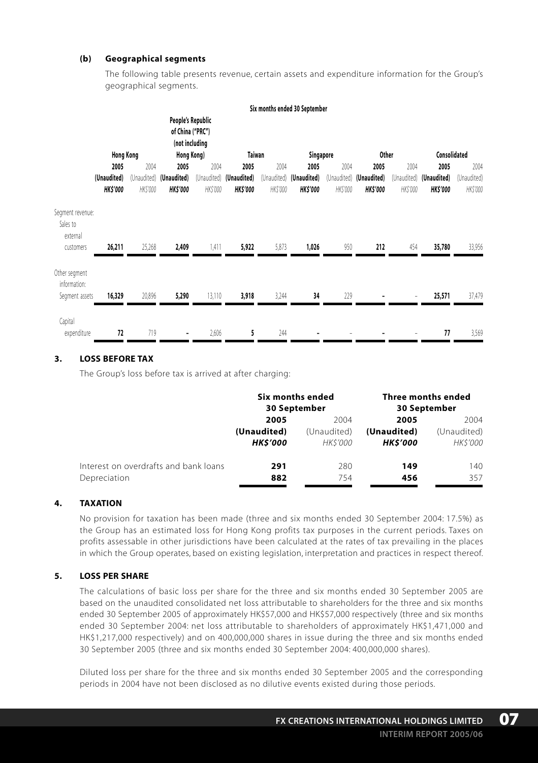**(b) Geographical segments**

The following table presents revenue, certain assets and expenditure information for the Group's geographical segments.

| | Six months ended 30 September | | | | | | | | | | | |
|---|---|---|---|---|---|---|---|---|---|---|---|---|
| | Hong Kong | | People's Republic of China ("PRC") (not including Hong Kong) | | Taiwan | | Singapore | | Other | | Consolidated | |
| | **2005** | 2004 | **2005** | 2004 | **2005** | 2004 | **2005** | 2004 | **2005** | 2004 | **2005** | 2004 |
| | **(Unaudited)** | (Unaudited) | **(Unaudited)** | (Unaudited) | **(Unaudited)** | (Unaudited) | **(Unaudited)** | (Unaudited) | **(Unaudited)** | (Unaudited) | **(Unaudited)** | (Unaudited) |
| | ***HK$'000*** | *HK$'000* | ***HK$'000*** | *HK$'000* | ***HK$'000*** | *HK$'000* | ***HK$'000*** | *HK$'000* | ***HK$'000*** | *HK$'000* | ***HK$'000*** | *HK$'000* |
| Segment revenue: | | | | | | | | | | | | |
| Sales to external customers | **26,211** | 25,268 | **2,409** | 1,411 | **5,922** | 5,873 | **1,026** | 950 | **212** | 454 | **35,780** | 33,956 |
| Other segment information: | | | | | | | | | | | | |
| Segment assets | **16,329** | 20,896 | **5,290** | 13,110 | **3,918** | 3,244 | **34** | 229 | **-** | - | **25,571** | 37,479 |
| Capital expenditure | **72** | 719 | **-** | 2,606 | **5** | 244 | **-** | - | **-** | - | **77** | 3,569 |

## 3. LOSS BEFORE TAX

The Group's loss before tax is arrived at after charging:

| | Six months ended 30 September | | Three months ended 30 September | |
|---|---|---|---|---|
| | **2005** | 2004 | **2005** | 2004 |
| | **(Unaudited)** | (Unaudited) | **(Unaudited)** | (Unaudited) |
| | ***HK$'000*** | *HK$'000* | ***HK$'000*** | *HK$'000* |
| Interest on overdrafts and bank loans | **291** | 280 | **149** | 140 |
| Depreciation | **882** | 754 | **456** | 357 |

## 4. TAXATION

No provision for taxation has been made (three and six months ended 30 September 2004: 17.5%) as the Group has an estimated loss for Hong Kong profits tax purposes in the current periods. Taxes on profits assessable in other jurisdictions have been calculated at the rates of tax prevailing in the places in which the Group operates, based on existing legislation, interpretation and practices in respect thereof.

## 5. LOSS PER SHARE

The calculations of basic loss per share for the three and six months ended 30 September 2005 are based on the unaudited consolidated net loss attributable to shareholders for the three and six months ended 30 September 2005 of approximately HK$57,000 and HK$57,000 respectively (three and six months ended 30 September 2004: net loss attributable to shareholders of approximately HK$1,471,000 and HK$1,217,000 respectively) and on 400,000,000 shares in issue during the three and six months ended 30 September 2005 (three and six months ended 30 September 2004: 400,000,000 shares).

Diluted loss per share for the three and six months ended 30 September 2005 and the corresponding periods in 2004 have not been disclosed as no dilutive events existed during those periods.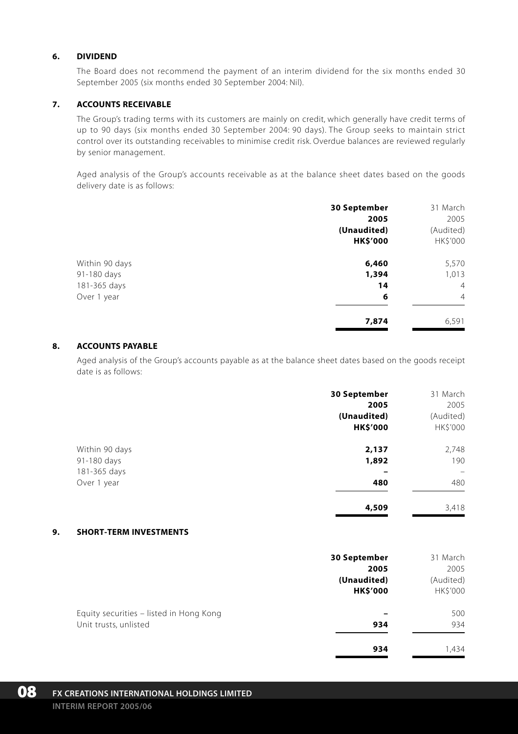## 6. DIVIDEND

The Board does not recommend the payment of an interim dividend for the six months ended 30 September 2005 (six months ended 30 September 2004: Nil).

## 7. ACCOUNTS RECEIVABLE

The Group's trading terms with its customers are mainly on credit, which generally have credit terms of up to 90 days (six months ended 30 September 2004: 90 days). The Group seeks to maintain strict control over its outstanding receivables to minimise credit risk. Overdue balances are reviewed regularly by senior management.

Aged analysis of the Group's accounts receivable as at the balance sheet dates based on the goods delivery date is as follows:

| | **30 September 2005 (Unaudited) HK$'000** | 31 March 2005 (Audited) HK$'000 |
|---|---|---|
| Within 90 days | **6,460** | 5,570 |
| 91-180 days | **1,394** | 1,013 |
| 181-365 days | **14** | 4 |
| Over 1 year | **6** | 4 |
| | **7,874** | 6,591 |

## 8. ACCOUNTS PAYABLE

Aged analysis of the Group's accounts payable as at the balance sheet dates based on the goods receipt date is as follows:

| | **30 September 2005 (Unaudited) HK$'000** | 31 March 2005 (Audited) HK$'000 |
|---|---|---|
| Within 90 days | **2,137** | 2,748 |
| 91-180 days | **1,892** | 190 |
| 181-365 days | **–** | – |
| Over 1 year | **480** | 480 |
| | **4,509** | 3,418 |

## 9. SHORT-TERM INVESTMENTS

| | **30 September 2005 (Unaudited) HK$'000** | 31 March 2005 (Audited) HK$'000 |
|---|---|---|
| Equity securities – listed in Hong Kong | **–** | 500 |
| Unit trusts, unlisted | **934** | 934 |
| | **934** | 1,434 |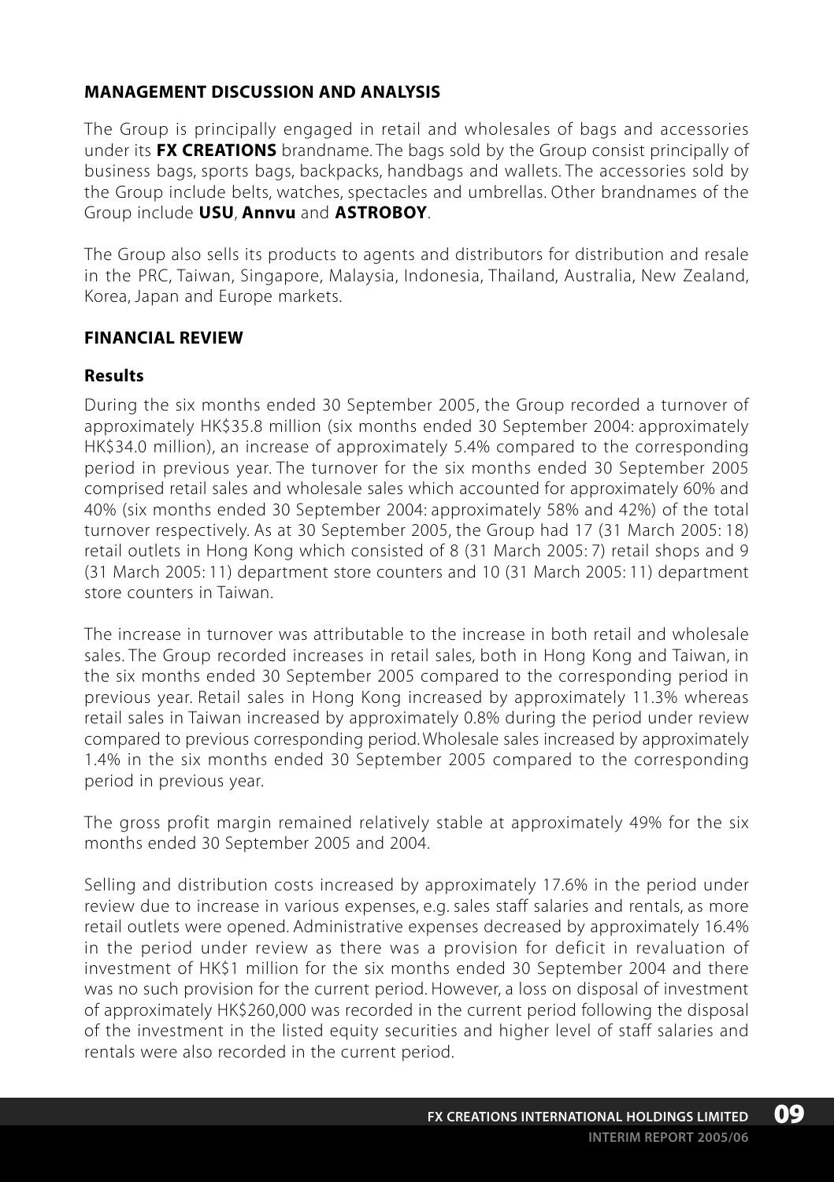## MANAGEMENT DISCUSSION AND ANALYSIS

The Group is principally engaged in retail and wholesales of bags and accessories under its **FX CREATIONS** brandname. The bags sold by the Group consist principally of business bags, sports bags, backpacks, handbags and wallets. The accessories sold by the Group include belts, watches, spectacles and umbrellas. Other brandnames of the Group include **USU**, **Annvu** and **ASTROBOY**.

The Group also sells its products to agents and distributors for distribution and resale in the PRC, Taiwan, Singapore, Malaysia, Indonesia, Thailand, Australia, New Zealand, Korea, Japan and Europe markets.

## FINANCIAL REVIEW

### Results

During the six months ended 30 September 2005, the Group recorded a turnover of approximately HK$35.8 million (six months ended 30 September 2004: approximately HK$34.0 million), an increase of approximately 5.4% compared to the corresponding period in previous year. The turnover for the six months ended 30 September 2005 comprised retail sales and wholesale sales which accounted for approximately 60% and 40% (six months ended 30 September 2004: approximately 58% and 42%) of the total turnover respectively. As at 30 September 2005, the Group had 17 (31 March 2005: 18) retail outlets in Hong Kong which consisted of 8 (31 March 2005: 7) retail shops and 9 (31 March 2005: 11) department store counters and 10 (31 March 2005: 11) department store counters in Taiwan.

The increase in turnover was attributable to the increase in both retail and wholesale sales. The Group recorded increases in retail sales, both in Hong Kong and Taiwan, in the six months ended 30 September 2005 compared to the corresponding period in previous year. Retail sales in Hong Kong increased by approximately 11.3% whereas retail sales in Taiwan increased by approximately 0.8% during the period under review compared to previous corresponding period. Wholesale sales increased by approximately 1.4% in the six months ended 30 September 2005 compared to the corresponding period in previous year.

The gross profit margin remained relatively stable at approximately 49% for the six months ended 30 September 2005 and 2004.

Selling and distribution costs increased by approximately 17.6% in the period under review due to increase in various expenses, e.g. sales staff salaries and rentals, as more retail outlets were opened. Administrative expenses decreased by approximately 16.4% in the period under review as there was a provision for deficit in revaluation of investment of HK$1 million for the six months ended 30 September 2004 and there was no such provision for the current period. However, a loss on disposal of investment of approximately HK$260,000 was recorded in the current period following the disposal of the investment in the listed equity securities and higher level of staff salaries and rentals were also recorded in the current period.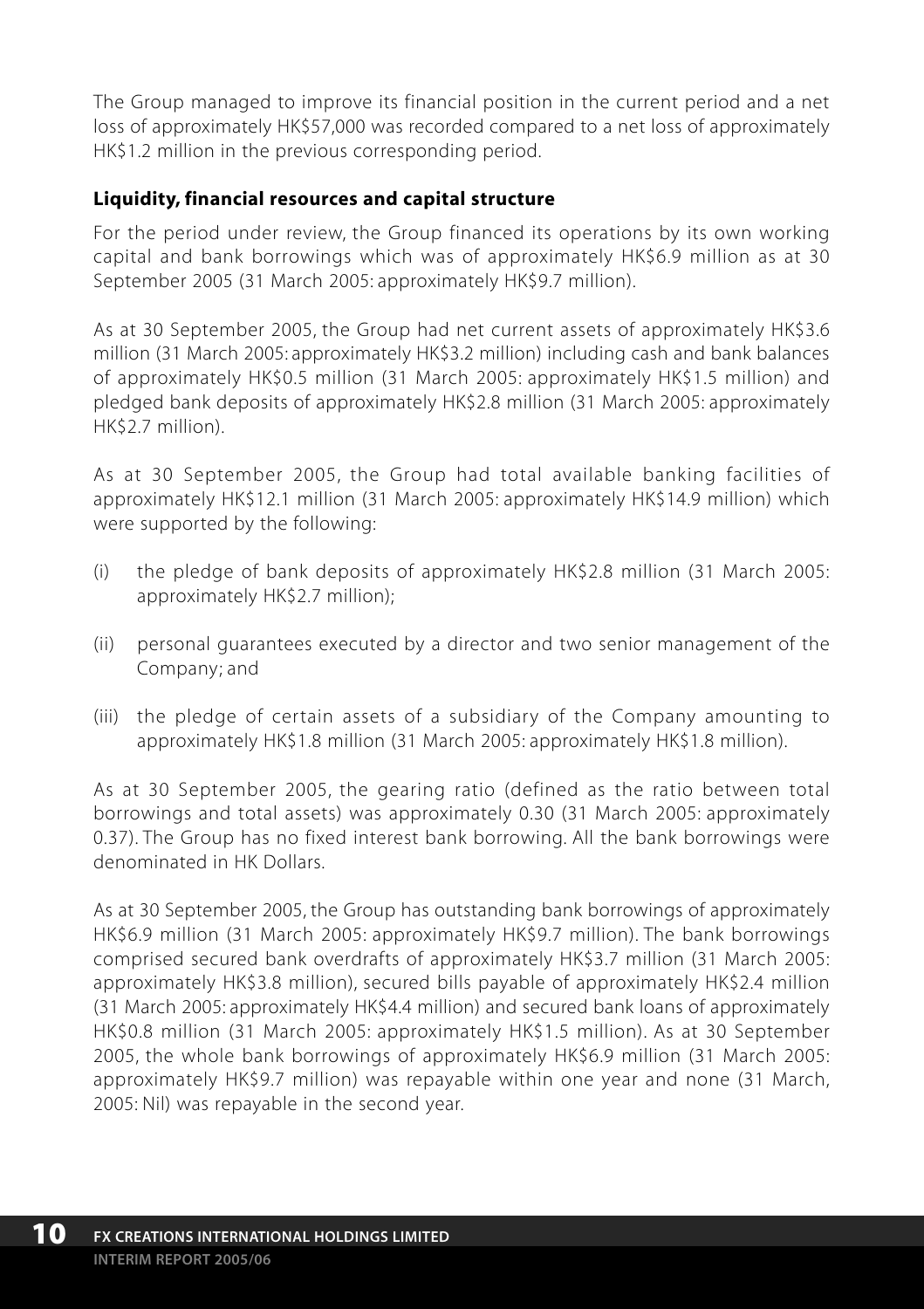The Group managed to improve its financial position in the current period and a net loss of approximately HK$57,000 was recorded compared to a net loss of approximately HK$1.2 million in the previous corresponding period.

**Liquidity, financial resources and capital structure**

For the period under review, the Group financed its operations by its own working capital and bank borrowings which was of approximately HK$6.9 million as at 30 September 2005 (31 March 2005: approximately HK$9.7 million).

As at 30 September 2005, the Group had net current assets of approximately HK$3.6 million (31 March 2005: approximately HK$3.2 million) including cash and bank balances of approximately HK$0.5 million (31 March 2005: approximately HK$1.5 million) and pledged bank deposits of approximately HK$2.8 million (31 March 2005: approximately HK$2.7 million).

As at 30 September 2005, the Group had total available banking facilities of approximately HK$12.1 million (31 March 2005: approximately HK$14.9 million) which were supported by the following:

(i) the pledge of bank deposits of approximately HK$2.8 million (31 March 2005: approximately HK$2.7 million);

(ii) personal guarantees executed by a director and two senior management of the Company; and

(iii) the pledge of certain assets of a subsidiary of the Company amounting to approximately HK$1.8 million (31 March 2005: approximately HK$1.8 million).

As at 30 September 2005, the gearing ratio (defined as the ratio between total borrowings and total assets) was approximately 0.30 (31 March 2005: approximately 0.37). The Group has no fixed interest bank borrowing. All the bank borrowings were denominated in HK Dollars.

As at 30 September 2005, the Group has outstanding bank borrowings of approximately HK$6.9 million (31 March 2005: approximately HK$9.7 million). The bank borrowings comprised secured bank overdrafts of approximately HK$3.7 million (31 March 2005: approximately HK$3.8 million), secured bills payable of approximately HK$2.4 million (31 March 2005: approximately HK$4.4 million) and secured bank loans of approximately HK$0.8 million (31 March 2005: approximately HK$1.5 million). As at 30 September 2005, the whole bank borrowings of approximately HK$6.9 million (31 March 2005: approximately HK$9.7 million) was repayable within one year and none (31 March, 2005: Nil) was repayable in the second year.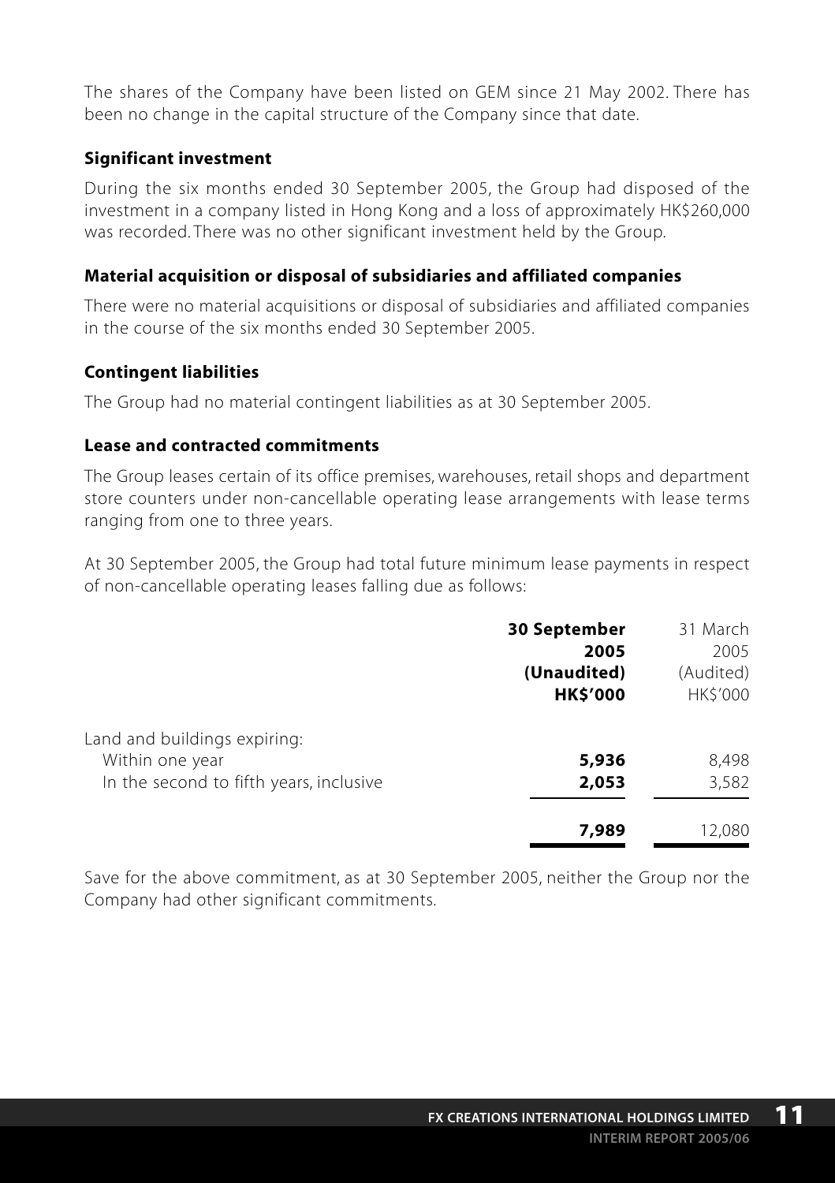The shares of the Company have been listed on GEM since 21 May 2002. There has been no change in the capital structure of the Company since that date.

### Significant investment

During the six months ended 30 September 2005, the Group had disposed of the investment in a company listed in Hong Kong and a loss of approximately HK$260,000 was recorded. There was no other significant investment held by the Group.

### Material acquisition or disposal of subsidiaries and affiliated companies

There were no material acquisitions or disposal of subsidiaries and affiliated companies in the course of the six months ended 30 September 2005.

### Contingent liabilities

The Group had no material contingent liabilities as at 30 September 2005.

### Lease and contracted commitments

The Group leases certain of its office premises, warehouses, retail shops and department store counters under non-cancellable operating lease arrangements with lease terms ranging from one to three years.

At 30 September 2005, the Group had total future minimum lease payments in respect of non-cancellable operating leases falling due as follows:

| | **30 September 2005 (Unaudited) HK$'000** | 31 March 2005 (Audited) HK$'000 |
|---|---|---|
| Land and buildings expiring: | | |
| Within one year | **5,936** | 8,498 |
| In the second to fifth years, inclusive | **2,053** | 3,582 |
| | **7,989** | 12,080 |

Save for the above commitment, as at 30 September 2005, neither the Group nor the Company had other significant commitments.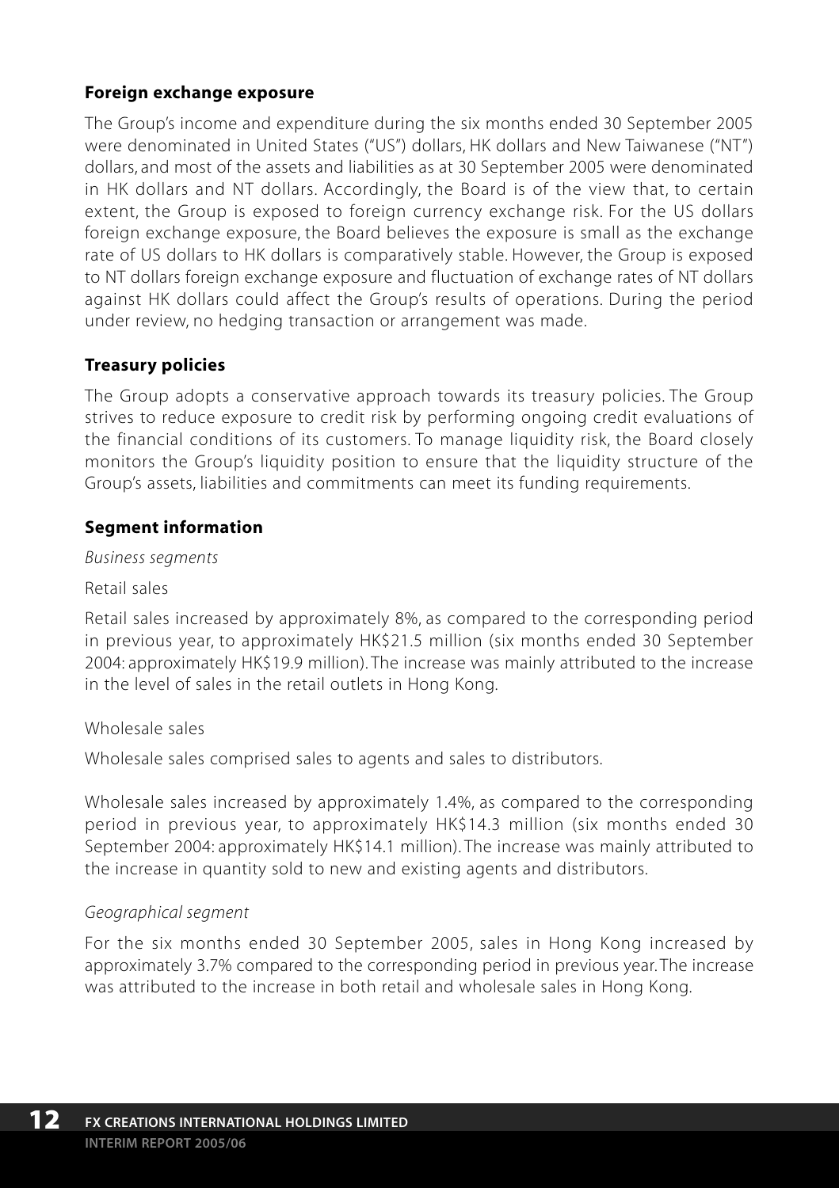## Foreign exchange exposure

The Group's income and expenditure during the six months ended 30 September 2005 were denominated in United States ("US") dollars, HK dollars and New Taiwanese ("NT") dollars, and most of the assets and liabilities as at 30 September 2005 were denominated in HK dollars and NT dollars. Accordingly, the Board is of the view that, to certain extent, the Group is exposed to foreign currency exchange risk. For the US dollars foreign exchange exposure, the Board believes the exposure is small as the exchange rate of US dollars to HK dollars is comparatively stable. However, the Group is exposed to NT dollars foreign exchange exposure and fluctuation of exchange rates of NT dollars against HK dollars could affect the Group's results of operations. During the period under review, no hedging transaction or arrangement was made.

## Treasury policies

The Group adopts a conservative approach towards its treasury policies. The Group strives to reduce exposure to credit risk by performing ongoing credit evaluations of the financial conditions of its customers. To manage liquidity risk, the Board closely monitors the Group's liquidity position to ensure that the liquidity structure of the Group's assets, liabilities and commitments can meet its funding requirements.

## Segment information

*Business segments*

Retail sales

Retail sales increased by approximately 8%, as compared to the corresponding period in previous year, to approximately HK$21.5 million (six months ended 30 September 2004: approximately HK$19.9 million). The increase was mainly attributed to the increase in the level of sales in the retail outlets in Hong Kong.

Wholesale sales

Wholesale sales comprised sales to agents and sales to distributors.

Wholesale sales increased by approximately 1.4%, as compared to the corresponding period in previous year, to approximately HK$14.3 million (six months ended 30 September 2004: approximately HK$14.1 million). The increase was mainly attributed to the increase in quantity sold to new and existing agents and distributors.

*Geographical segment*

For the six months ended 30 September 2005, sales in Hong Kong increased by approximately 3.7% compared to the corresponding period in previous year. The increase was attributed to the increase in both retail and wholesale sales in Hong Kong.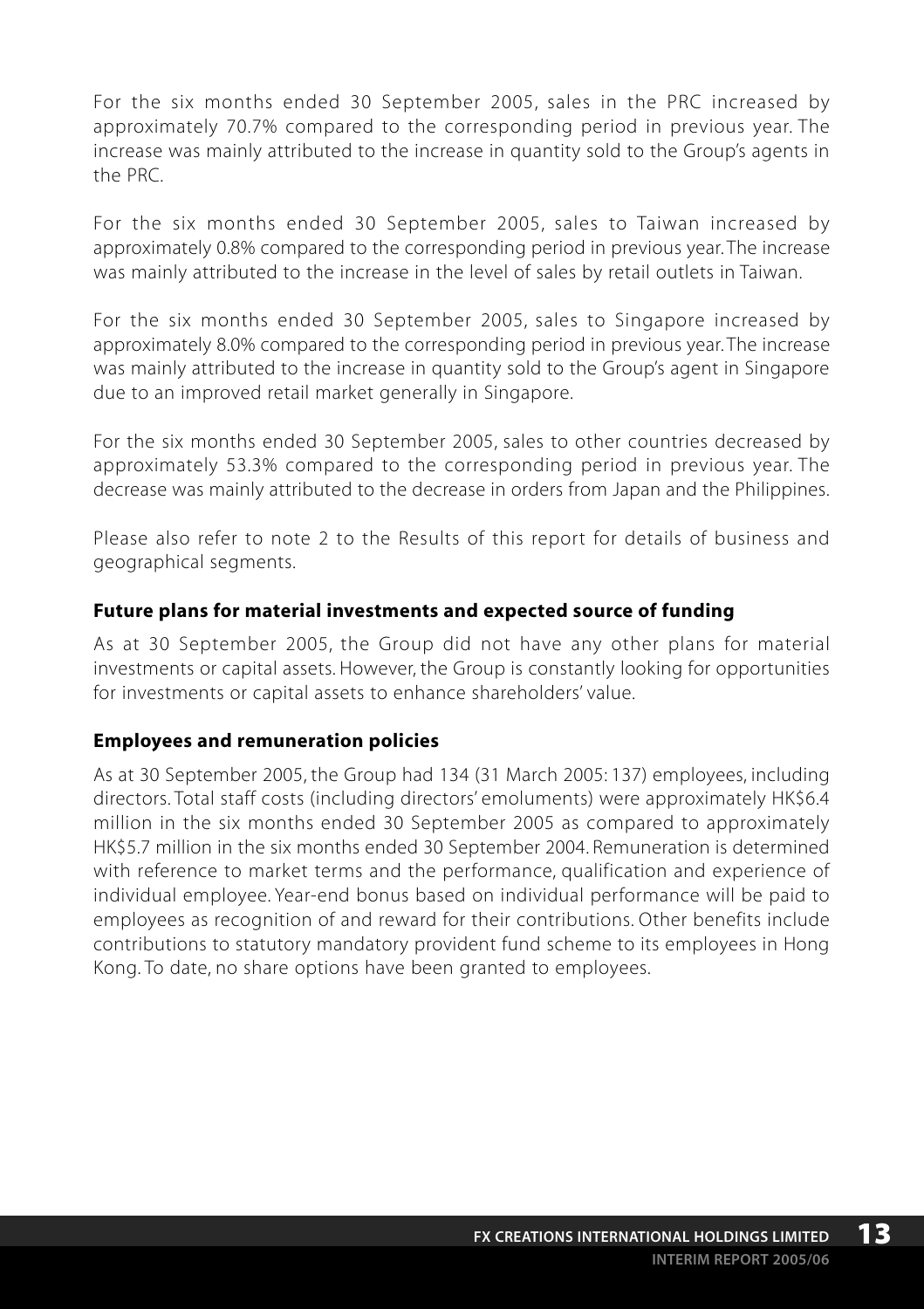For the six months ended 30 September 2005, sales in the PRC increased by approximately 70.7% compared to the corresponding period in previous year. The increase was mainly attributed to the increase in quantity sold to the Group's agents in the PRC.

For the six months ended 30 September 2005, sales to Taiwan increased by approximately 0.8% compared to the corresponding period in previous year. The increase was mainly attributed to the increase in the level of sales by retail outlets in Taiwan.

For the six months ended 30 September 2005, sales to Singapore increased by approximately 8.0% compared to the corresponding period in previous year. The increase was mainly attributed to the increase in quantity sold to the Group's agent in Singapore due to an improved retail market generally in Singapore.

For the six months ended 30 September 2005, sales to other countries decreased by approximately 53.3% compared to the corresponding period in previous year. The decrease was mainly attributed to the decrease in orders from Japan and the Philippines.

Please also refer to note 2 to the Results of this report for details of business and geographical segments.

### Future plans for material investments and expected source of funding

As at 30 September 2005, the Group did not have any other plans for material investments or capital assets. However, the Group is constantly looking for opportunities for investments or capital assets to enhance shareholders' value.

### Employees and remuneration policies

As at 30 September 2005, the Group had 134 (31 March 2005: 137) employees, including directors. Total staff costs (including directors' emoluments) were approximately HK$6.4 million in the six months ended 30 September 2005 as compared to approximately HK$5.7 million in the six months ended 30 September 2004. Remuneration is determined with reference to market terms and the performance, qualification and experience of individual employee. Year-end bonus based on individual performance will be paid to employees as recognition of and reward for their contributions. Other benefits include contributions to statutory mandatory provident fund scheme to its employees in Hong Kong. To date, no share options have been granted to employees.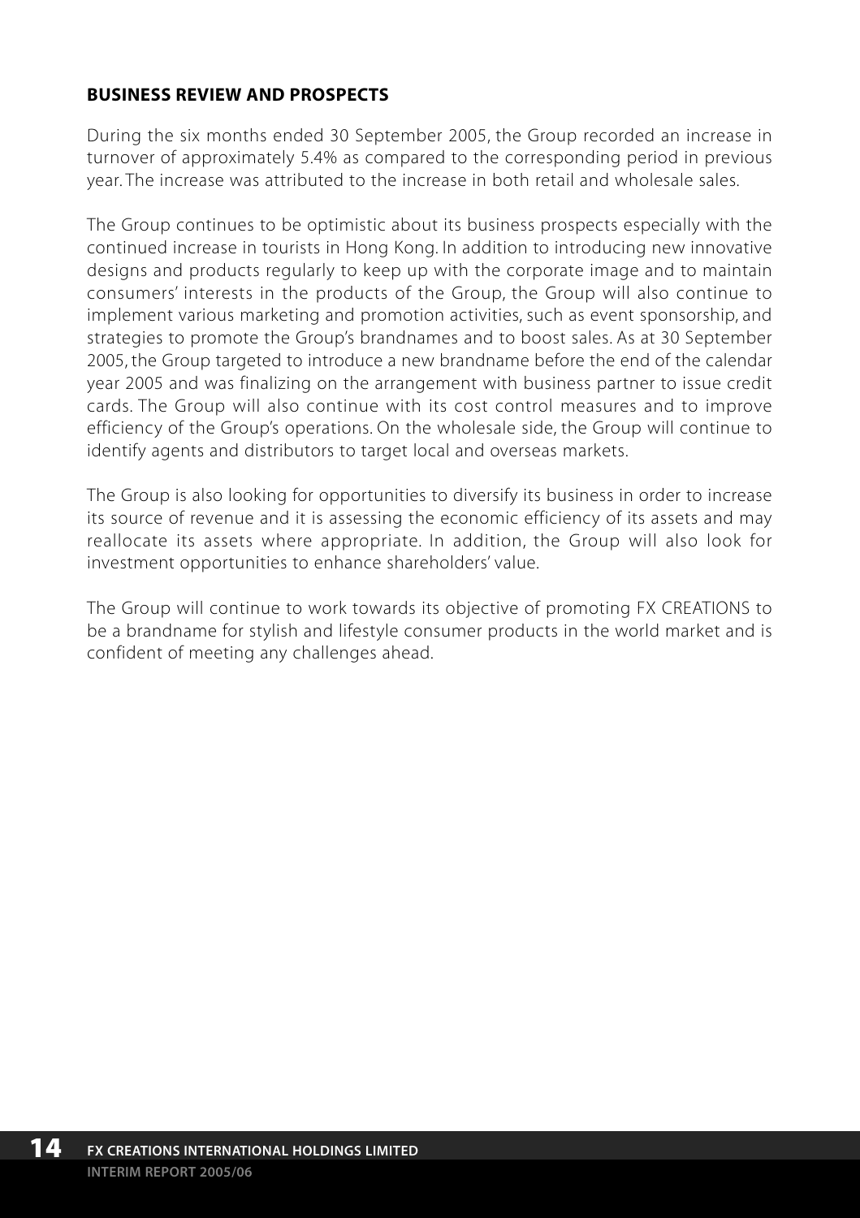## BUSINESS REVIEW AND PROSPECTS

During the six months ended 30 September 2005, the Group recorded an increase in turnover of approximately 5.4% as compared to the corresponding period in previous year. The increase was attributed to the increase in both retail and wholesale sales.

The Group continues to be optimistic about its business prospects especially with the continued increase in tourists in Hong Kong. In addition to introducing new innovative designs and products regularly to keep up with the corporate image and to maintain consumers' interests in the products of the Group, the Group will also continue to implement various marketing and promotion activities, such as event sponsorship, and strategies to promote the Group's brandnames and to boost sales. As at 30 September 2005, the Group targeted to introduce a new brandname before the end of the calendar year 2005 and was finalizing on the arrangement with business partner to issue credit cards. The Group will also continue with its cost control measures and to improve efficiency of the Group's operations. On the wholesale side, the Group will continue to identify agents and distributors to target local and overseas markets.

The Group is also looking for opportunities to diversify its business in order to increase its source of revenue and it is assessing the economic efficiency of its assets and may reallocate its assets where appropriate. In addition, the Group will also look for investment opportunities to enhance shareholders' value.

The Group will continue to work towards its objective of promoting FX CREATIONS to be a brandname for stylish and lifestyle consumer products in the world market and is confident of meeting any challenges ahead.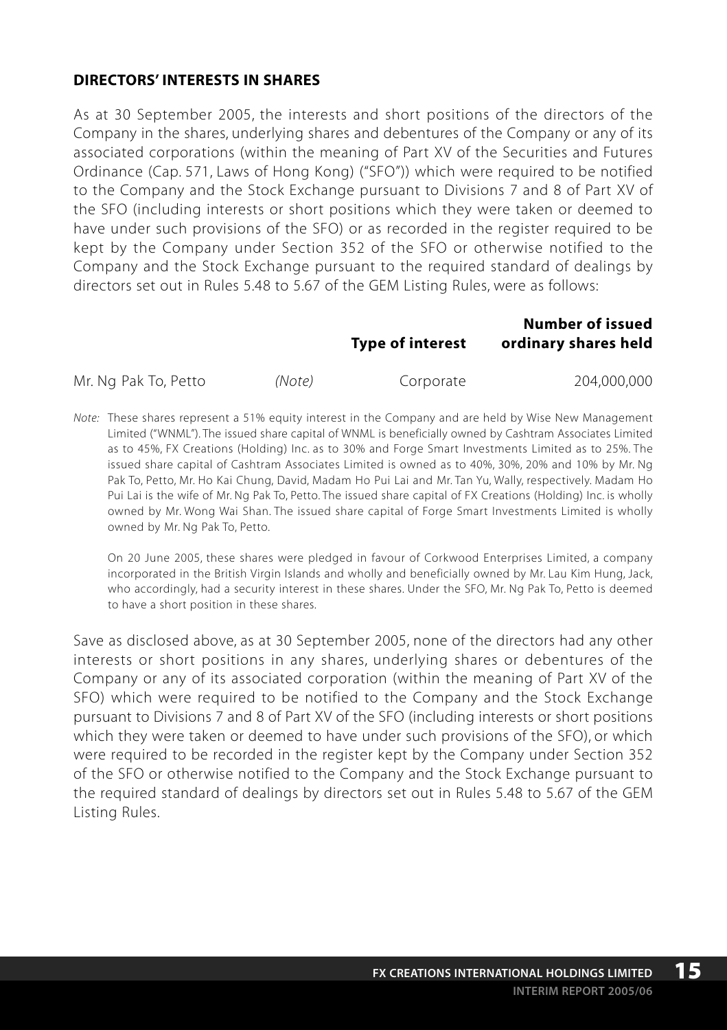## DIRECTORS' INTERESTS IN SHARES

As at 30 September 2005, the interests and short positions of the directors of the Company in the shares, underlying shares and debentures of the Company or any of its associated corporations (within the meaning of Part XV of the Securities and Futures Ordinance (Cap. 571, Laws of Hong Kong) ("SFO")) which were required to be notified to the Company and the Stock Exchange pursuant to Divisions 7 and 8 of Part XV of the SFO (including interests or short positions which they were taken or deemed to have under such provisions of the SFO) or as recorded in the register required to be kept by the Company under Section 352 of the SFO or otherwise notified to the Company and the Stock Exchange pursuant to the required standard of dealings by directors set out in Rules 5.48 to 5.67 of the GEM Listing Rules, were as follows:

| | | **Type of interest** | **Number of issued ordinary shares held** |
|---|---|---|---|
| Mr. Ng Pak To, Petto | *(Note)* | Corporate | 204,000,000 |

*Note:* These shares represent a 51% equity interest in the Company and are held by Wise New Management Limited ("WNML"). The issued share capital of WNML is beneficially owned by Cashtram Associates Limited as to 45%, FX Creations (Holding) Inc. as to 30% and Forge Smart Investments Limited as to 25%. The issued share capital of Cashtram Associates Limited is owned as to 40%, 30%, 20% and 10% by Mr. Ng Pak To, Petto, Mr. Ho Kai Chung, David, Madam Ho Pui Lai and Mr. Tan Yu, Wally, respectively. Madam Ho Pui Lai is the wife of Mr. Ng Pak To, Petto. The issued share capital of FX Creations (Holding) Inc. is wholly owned by Mr. Wong Wai Shan. The issued share capital of Forge Smart Investments Limited is wholly owned by Mr. Ng Pak To, Petto.

On 20 June 2005, these shares were pledged in favour of Corkwood Enterprises Limited, a company incorporated in the British Virgin Islands and wholly and beneficially owned by Mr. Lau Kim Hung, Jack, who accordingly, had a security interest in these shares. Under the SFO, Mr. Ng Pak To, Petto is deemed to have a short position in these shares.

Save as disclosed above, as at 30 September 2005, none of the directors had any other interests or short positions in any shares, underlying shares or debentures of the Company or any of its associated corporation (within the meaning of Part XV of the SFO) which were required to be notified to the Company and the Stock Exchange pursuant to Divisions 7 and 8 of Part XV of the SFO (including interests or short positions which they were taken or deemed to have under such provisions of the SFO), or which were required to be recorded in the register kept by the Company under Section 352 of the SFO or otherwise notified to the Company and the Stock Exchange pursuant to the required standard of dealings by directors set out in Rules 5.48 to 5.67 of the GEM Listing Rules.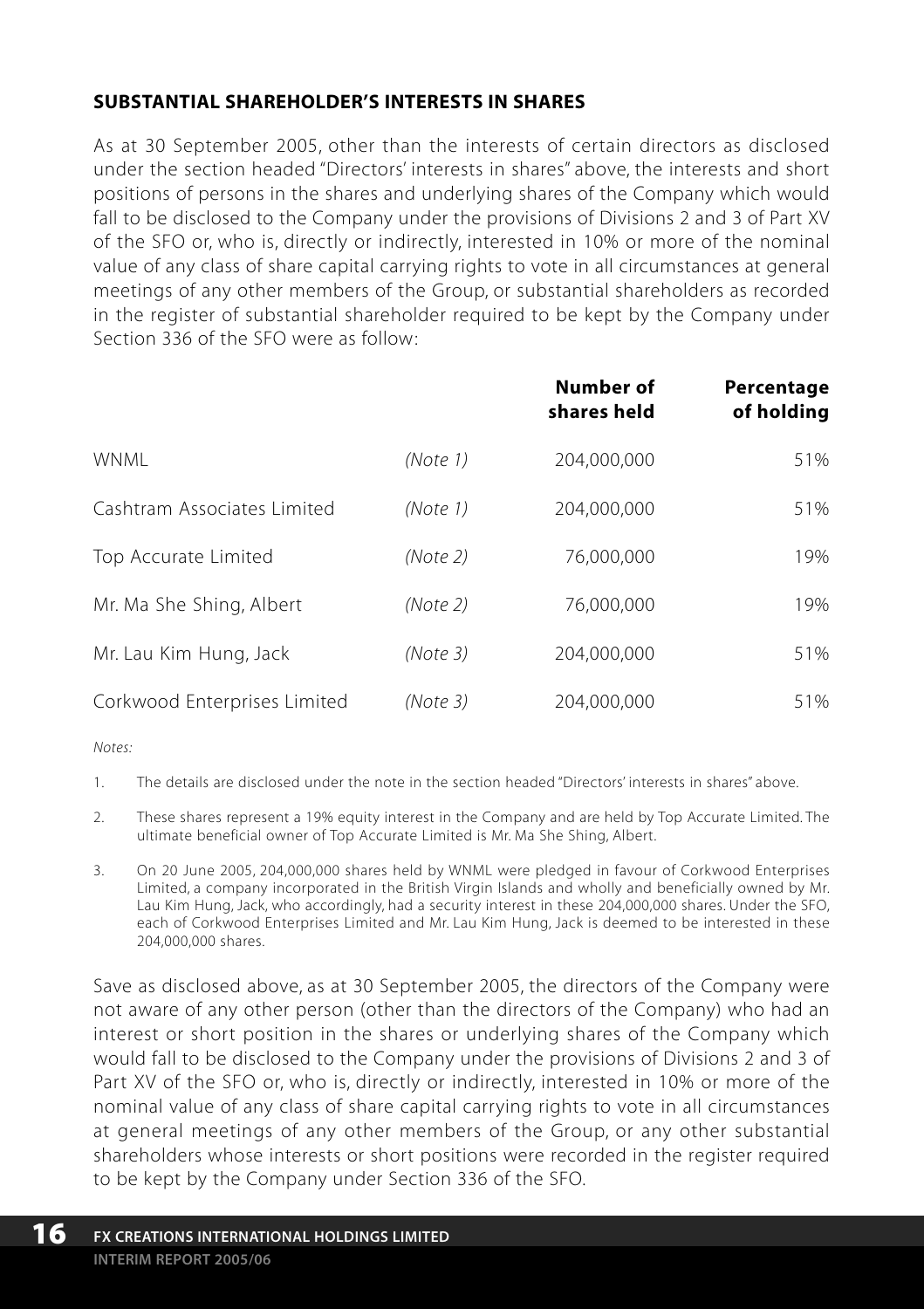## SUBSTANTIAL SHAREHOLDER'S INTERESTS IN SHARES

As at 30 September 2005, other than the interests of certain directors as disclosed under the section headed "Directors' interests in shares" above, the interests and short positions of persons in the shares and underlying shares of the Company which would fall to be disclosed to the Company under the provisions of Divisions 2 and 3 of Part XV of the SFO or, who is, directly or indirectly, interested in 10% or more of the nominal value of any class of share capital carrying rights to vote in all circumstances at general meetings of any other members of the Group, or substantial shareholders as recorded in the register of substantial shareholder required to be kept by the Company under Section 336 of the SFO were as follow:

| | | **Number of shares held** | **Percentage of holding** |
|---|---|---|---|
| WNML | *(Note 1)* | 204,000,000 | 51% |
| Cashtram Associates Limited | *(Note 1)* | 204,000,000 | 51% |
| Top Accurate Limited | *(Note 2)* | 76,000,000 | 19% |
| Mr. Ma She Shing, Albert | *(Note 2)* | 76,000,000 | 19% |
| Mr. Lau Kim Hung, Jack | *(Note 3)* | 204,000,000 | 51% |
| Corkwood Enterprises Limited | *(Note 3)* | 204,000,000 | 51% |

*Notes:*

1. The details are disclosed under the note in the section headed "Directors' interests in shares" above.

2. These shares represent a 19% equity interest in the Company and are held by Top Accurate Limited. The ultimate beneficial owner of Top Accurate Limited is Mr. Ma She Shing, Albert.

3. On 20 June 2005, 204,000,000 shares held by WNML were pledged in favour of Corkwood Enterprises Limited, a company incorporated in the British Virgin Islands and wholly and beneficially owned by Mr. Lau Kim Hung, Jack, who accordingly, had a security interest in these 204,000,000 shares. Under the SFO, each of Corkwood Enterprises Limited and Mr. Lau Kim Hung, Jack is deemed to be interested in these 204,000,000 shares.

Save as disclosed above, as at 30 September 2005, the directors of the Company were not aware of any other person (other than the directors of the Company) who had an interest or short position in the shares or underlying shares of the Company which would fall to be disclosed to the Company under the provisions of Divisions 2 and 3 of Part XV of the SFO or, who is, directly or indirectly, interested in 10% or more of the nominal value of any class of share capital carrying rights to vote in all circumstances at general meetings of any other members of the Group, or any other substantial shareholders whose interests or short positions were recorded in the register required to be kept by the Company under Section 336 of the SFO.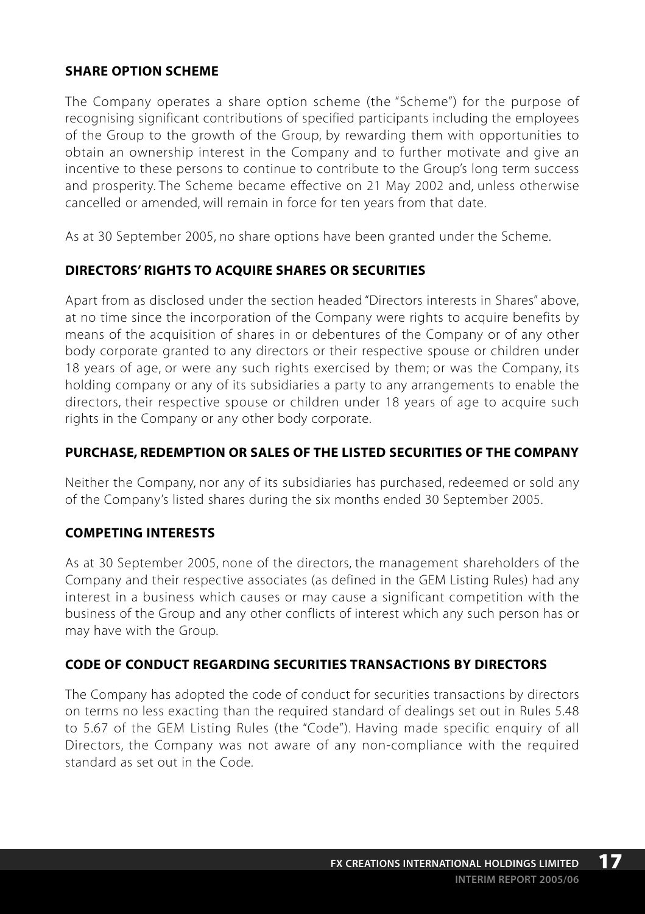## SHARE OPTION SCHEME

The Company operates a share option scheme (the "Scheme") for the purpose of recognising significant contributions of specified participants including the employees of the Group to the growth of the Group, by rewarding them with opportunities to obtain an ownership interest in the Company and to further motivate and give an incentive to these persons to continue to contribute to the Group's long term success and prosperity. The Scheme became effective on 21 May 2002 and, unless otherwise cancelled or amended, will remain in force for ten years from that date.

As at 30 September 2005, no share options have been granted under the Scheme.

## DIRECTORS' RIGHTS TO ACQUIRE SHARES OR SECURITIES

Apart from as disclosed under the section headed "Directors interests in Shares" above, at no time since the incorporation of the Company were rights to acquire benefits by means of the acquisition of shares in or debentures of the Company or of any other body corporate granted to any directors or their respective spouse or children under 18 years of age, or were any such rights exercised by them; or was the Company, its holding company or any of its subsidiaries a party to any arrangements to enable the directors, their respective spouse or children under 18 years of age to acquire such rights in the Company or any other body corporate.

## PURCHASE, REDEMPTION OR SALES OF THE LISTED SECURITIES OF THE COMPANY

Neither the Company, nor any of its subsidiaries has purchased, redeemed or sold any of the Company's listed shares during the six months ended 30 September 2005.

## COMPETING INTERESTS

As at 30 September 2005, none of the directors, the management shareholders of the Company and their respective associates (as defined in the GEM Listing Rules) had any interest in a business which causes or may cause a significant competition with the business of the Group and any other conflicts of interest which any such person has or may have with the Group.

## CODE OF CONDUCT REGARDING SECURITIES TRANSACTIONS BY DIRECTORS

The Company has adopted the code of conduct for securities transactions by directors on terms no less exacting than the required standard of dealings set out in Rules 5.48 to 5.67 of the GEM Listing Rules (the "Code"). Having made specific enquiry of all Directors, the Company was not aware of any non-compliance with the required standard as set out in the Code.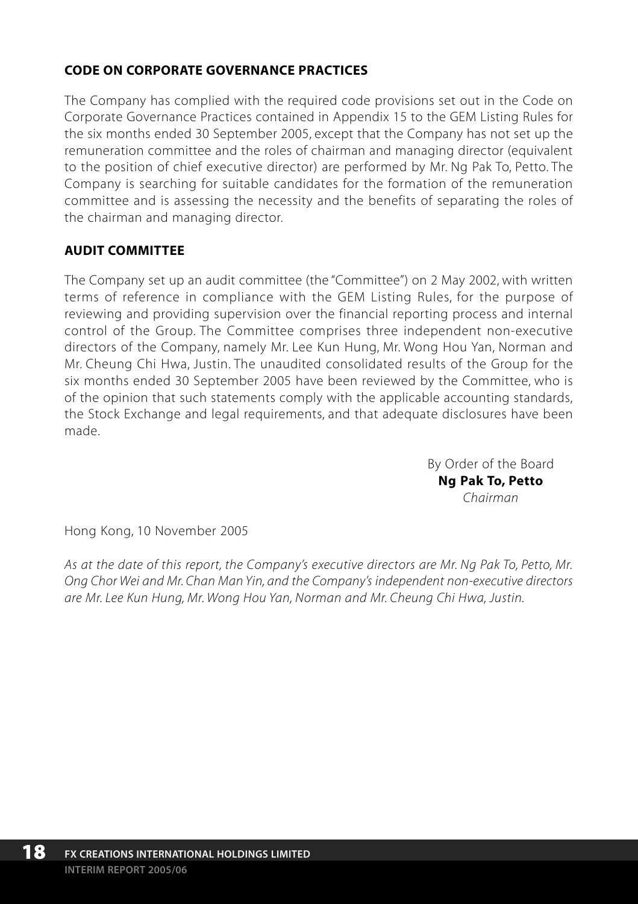## CODE ON CORPORATE GOVERNANCE PRACTICES

The Company has complied with the required code provisions set out in the Code on Corporate Governance Practices contained in Appendix 15 to the GEM Listing Rules for the six months ended 30 September 2005, except that the Company has not set up the remuneration committee and the roles of chairman and managing director (equivalent to the position of chief executive director) are performed by Mr. Ng Pak To, Petto. The Company is searching for suitable candidates for the formation of the remuneration committee and is assessing the necessity and the benefits of separating the roles of the chairman and managing director.

## AUDIT COMMITTEE

The Company set up an audit committee (the "Committee") on 2 May 2002, with written terms of reference in compliance with the GEM Listing Rules, for the purpose of reviewing and providing supervision over the financial reporting process and internal control of the Group. The Committee comprises three independent non-executive directors of the Company, namely Mr. Lee Kun Hung, Mr. Wong Hou Yan, Norman and Mr. Cheung Chi Hwa, Justin. The unaudited consolidated results of the Group for the six months ended 30 September 2005 have been reviewed by the Committee, who is of the opinion that such statements comply with the applicable accounting standards, the Stock Exchange and legal requirements, and that adequate disclosures have been made.

By Order of the Board
**Ng Pak To, Petto**
*Chairman*

Hong Kong, 10 November 2005

*As at the date of this report, the Company's executive directors are Mr. Ng Pak To, Petto, Mr. Ong Chor Wei and Mr. Chan Man Yin, and the Company's independent non-executive directors are Mr. Lee Kun Hung, Mr. Wong Hou Yan, Norman and Mr. Cheung Chi Hwa, Justin.*